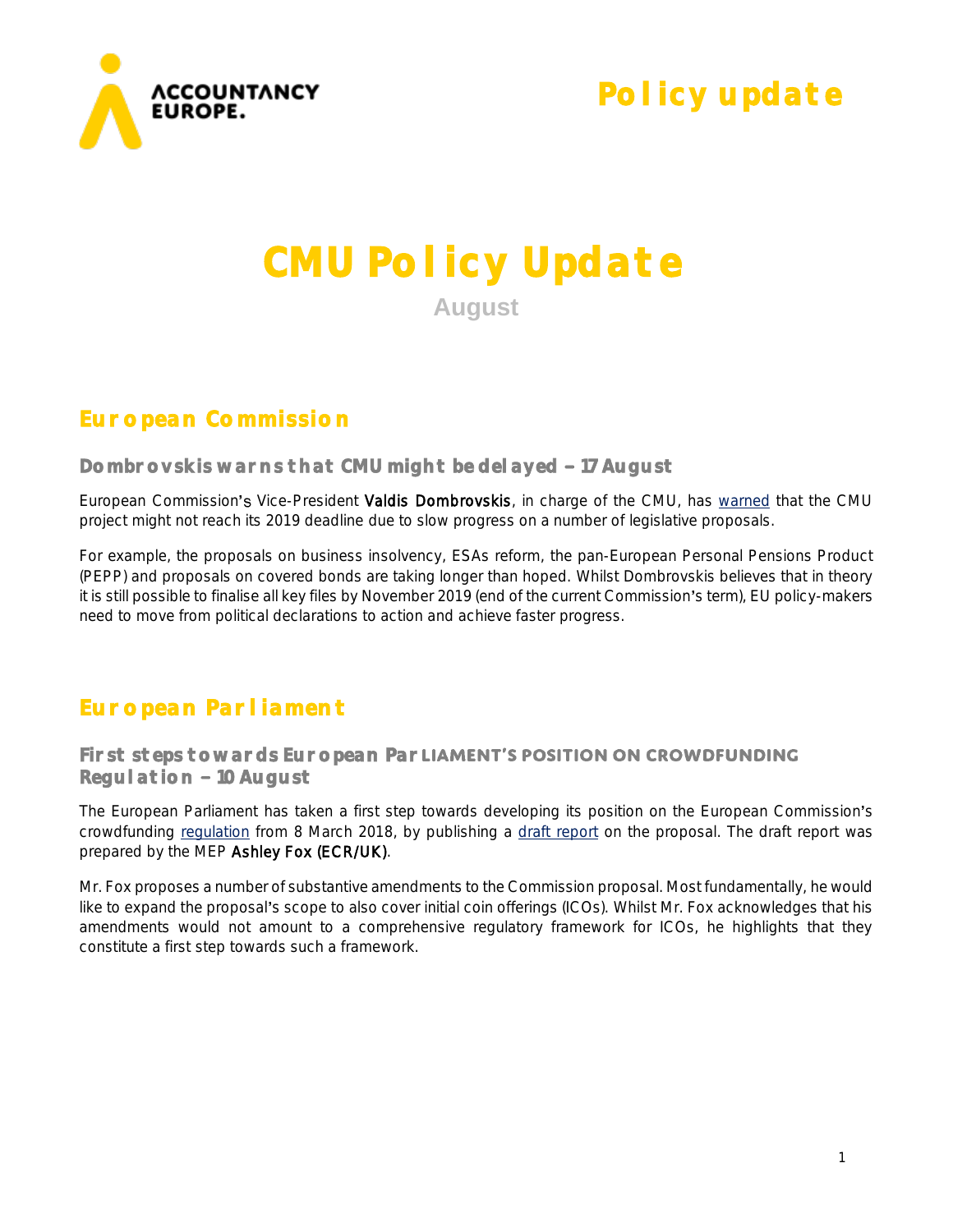# CMU Policy Update

August

## European Commission

### Dombrovskis warns that CMU might be delayed – 17 August

European Commission's Vice-President **Valdis Dombrovskis**, in charge of the CMU, has warned that the CMU project might not reach its 2019 deadline due to slow progress on a number of legislative proposals.

For example, the proposals on business insolvency, ESAs reform, the pan-European Personal Pensions Product (PEPP) and proposals on covered bonds are taking longer than hoped. Whilst Dombrovskis believes that in theory it is still possible to finalise all key files by November 2019 (end of the current Commission's term), EU policy-makers need to move from political declarations to action and achieve faster progress.

## European Parliament

### First steps towards European Parliament's position on crowdfunding Regulation – 10 August

The European Parliament has taken a first step towards developing its position on the European Commission's crowdfunding regulation from 8 March 2018, by publishing a draft report on the proposal. The draft report was prepared by the MEP **Ashley Fox (ECR/UK)**.

Mr. Fox proposes a number of substantive amendments to the Commission proposal. Most fundamentally, he would like to expand the proposal's scope to also cover initial coin offerings (ICOs). Whilst Mr. Fox acknowledges that his amendments would not amount to a comprehensive regulatory framework for ICOs, he highlights that they constitute a first step towards such a framework.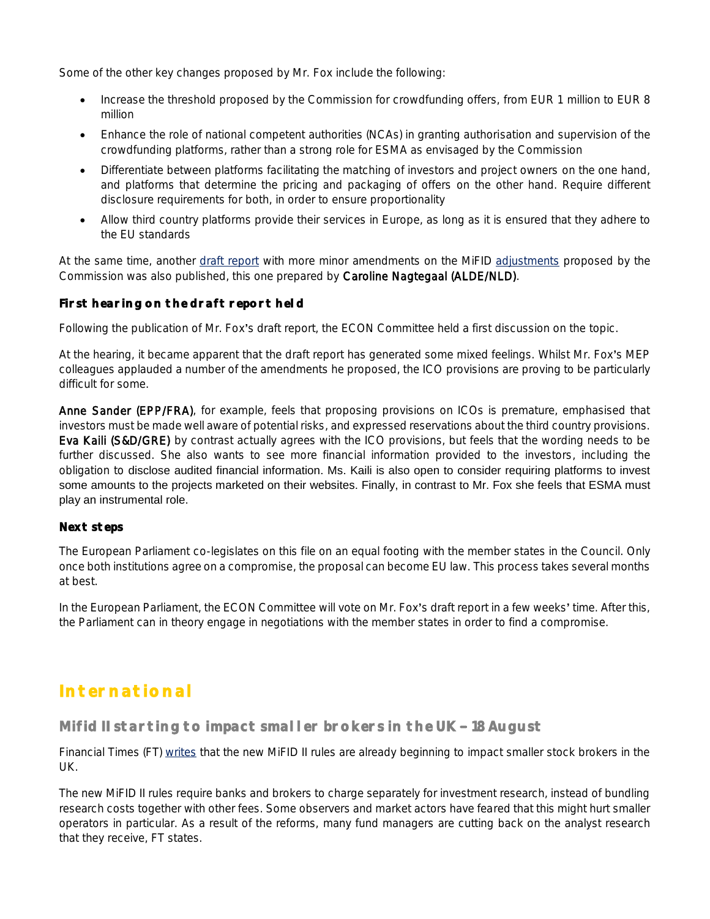Some of the other key changes proposed by Mr. Fox include the following:

- Increase the threshold proposed by the Commission for crowdfunding offers, from EUR 1 million to EUR 8 million
- Enhance the role of national competent authorities (NCAs) in granting authorisation and supervision of the crowdfunding platforms, rather than a strong role for ESMA as envisaged by the Commission
- Differentiate between platforms facilitating the matching of investors and project owners on the one hand, and platforms that determine the pricing and packaging of offers on the other hand. Require different disclosure requirements for both, in order to ensure proportionality
- Allow third country platforms provide their services in Europe, as long as it is ensured that they adhere to the EU standards

At the same time, another draft report with more minor amendments on the MiFID adjustments proposed by the Commission was also published, this one prepared by **Caroline Nagtegaal (ALDE/NLD)**.

### First hearing on the draft report held

Following the publication of Mr. Fox's draft report, the ECON Committee held a first discussion on the topic.

At the hearing, it became apparent that the draft report has generated some mixed feelings. Whilst Mr. Fox's MEP colleagues applauded a number of the amendments he proposed, the ICO provisions are proving to be particularly difficult for some.

**Anne Sander (EPP/FRA)**, for example, feels that proposing provisions on ICOs is premature, emphasised that investors must be made well aware of potential risks, and expressed reservations about the third country provisions. **Eva Kaili (S&D/GRE)** by contrast actually agrees with the ICO provisions, but feels that the wording needs to be further discussed. She also wants to see more financial information provided to the investors, including the obligation to disclose audited financial information. Ms. Kaili is also open to consider requiring platforms to invest some amounts to the projects marketed on their websites. Finally, in contrast to Mr. Fox she feels that ESMA must play an instrumental role.

### Next steps

The European Parliament co-legislates on this file on an equal footing with the member states in the Council. Only once both institutions agree on a compromise, the proposal can become EU law. This process takes several months at best.

In the European Parliament, the ECON Committee will vote on Mr. Fox's draft report in a few weeks' time. After this, the Parliament can in theory engage in negotiations with the member states in order to find a compromise.

# International

## Mifid II starting to impact smaller brokers in the UK – 18 August

Financial Times (FT) writes that the new MiFID II rules are already beginning to impact smaller stock brokers in the UK.

The new MiFID II rules require banks and brokers to charge separately for investment research, instead of bundling research costs together with other fees. Some observers and market actors have feared that this might hurt smaller operators in particular. As a result of the reforms, many fund managers are cutting back on the analyst research that they receive, FT states.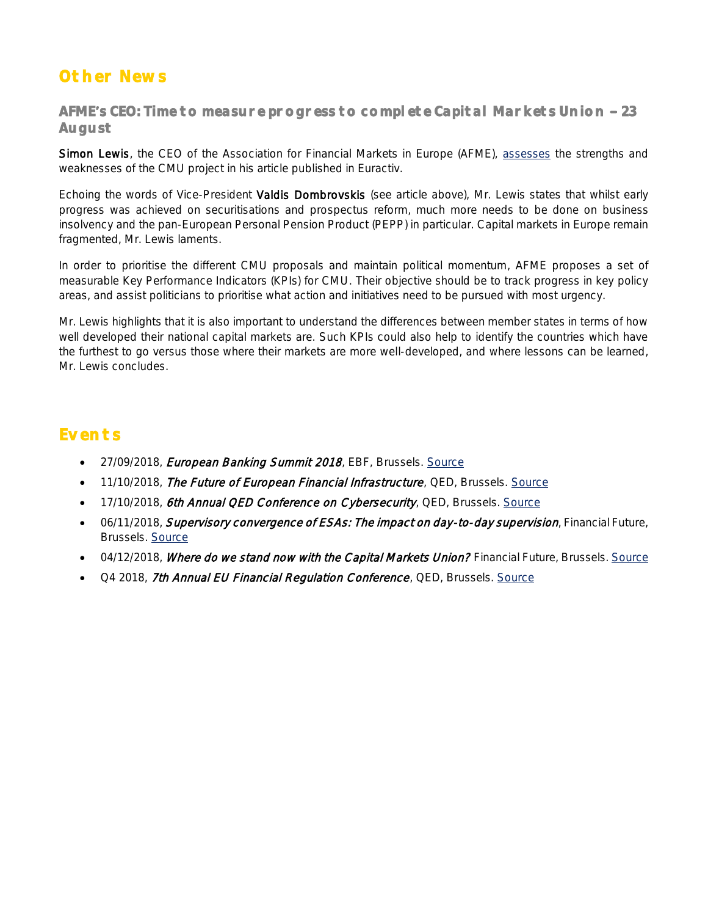## Other News

### AFME's CEO: Time to measure progress to complete Capital Markets Union – 23 August

**Simon Lewis**, the CEO of the Association for Financial Markets in Europe (AFME), assesses the strengths and weaknesses of the CMU project in his article published in Euractiv.

Echoing the words of Vice-President **Valdis Dombrovskis** (see article above), Mr. Lewis states that whilst early progress was achieved on securitisations and prospectus reform, much more needs to be done on business insolvency and the pan-European Personal Pension Product (PEPP) in particular. Capital markets in Europe remain fragmented, Mr. Lewis laments.

In order to prioritise the different CMU proposals and maintain political momentum, AFME proposes a set of measurable Key Performance Indicators (KPIs) for CMU. Their objective should be to track progress in key policy areas, and assist politicians to prioritise what action and initiatives need to be pursued with most urgency.

Mr. Lewis highlights that it is also important to understand the differences between member states in terms of how well developed their national capital markets are. Such KPIs could also help to identify the countries which have the furthest to go versus those where their markets are more well-developed, and where lessons can be learned, Mr. Lewis concludes.

## Events

- 27/09/2018, *European Banking Summit 2018*, EBF, Brussels. Source
- 11/10/2018, *The Future of European Financial Infrastructure*, QED, Brussels. Source
- 17/10/2018, *6th Annual QED Conference on Cybersecurity*, QED, Brussels. Source
- 06/11/2018, *Supervisory convergence of ESAs: The impact on day-to-day supervision*, Financial Future, Brussels. Source
- 04/12/2018, *Where do we stand now with the Capital Markets Union?* Financial Future, Brussels. Source
- Q4 2018, *7th Annual EU Financial Regulation Conference*, QED, Brussels. Source